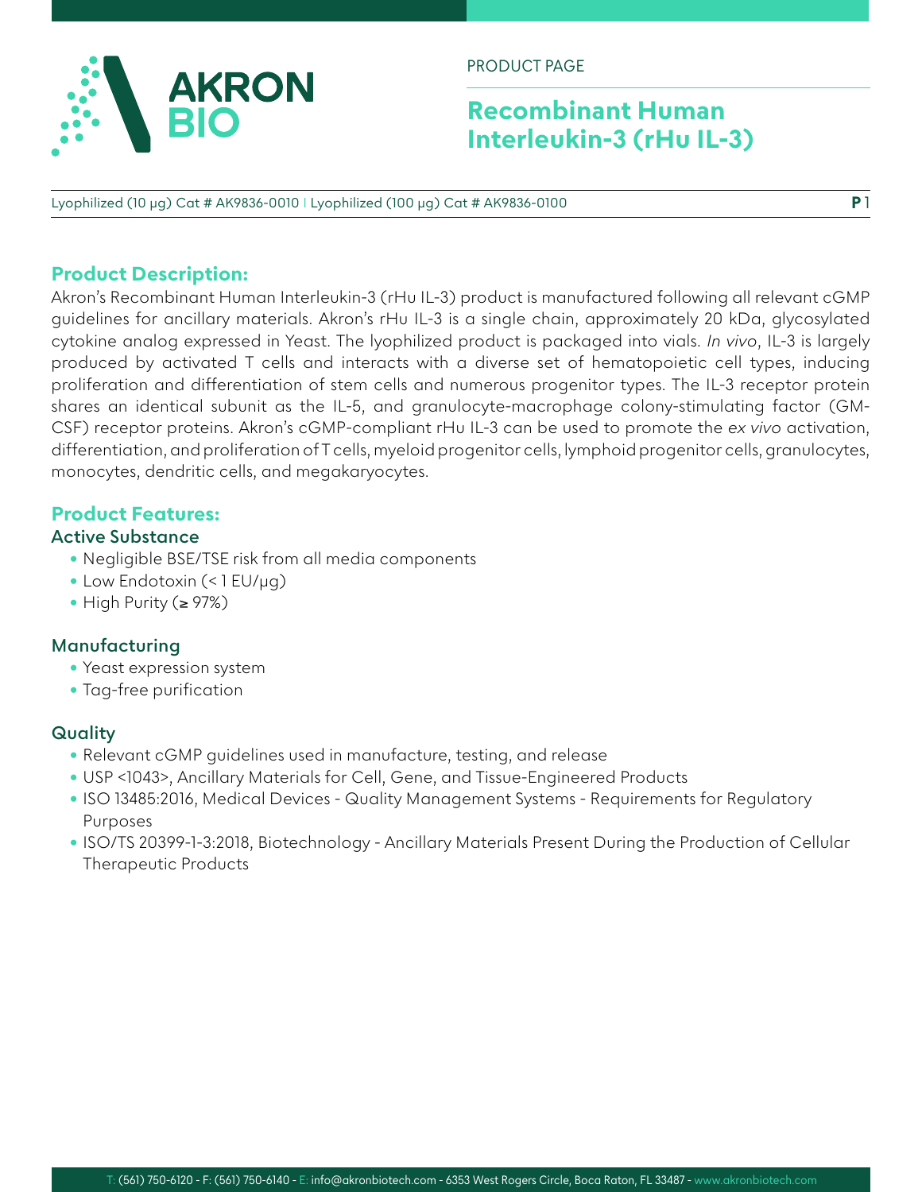PRODUCT PAGE

# Recombinant Human Interleukin-3 (rHu IL-3)

Lyophilized (10 µg) Cat # AK9836-0010 | Lyophilized (100 µg) Cat # AK9836-0100

## Product Description:

Akron's Recombinant Human Interleukin-3 (rHu IL-3) product is manufactured following all relevant cGMP guidelines for ancillary materials. Akron's rHu IL-3 is a single chain, approximately 20 kDa, glycosylated cytokine analog expressed in Yeast. The lyophilized product is packaged into vials. *In vivo*, IL-3 is largely produced by activated T cells and interacts with a diverse set of hematopoietic cell types, inducing proliferation and differentiation of stem cells and numerous progenitor types. The IL-3 receptor protein shares an identical subunit as the IL-5, and granulocyte-macrophage colony-stimulating factor (GM-CSF) receptor proteins. Akron's cGMP-compliant rHu IL-3 can be used to promote the *ex vivo* activation, differentiation, and proliferation of T cells, myeloid progenitor cells, lymphoid progenitor cells, granulocytes, monocytes, dendritic cells, and megakaryocytes.

## Product Features:

### Active Substance

- Negligible BSE/TSE risk from all media components
- Low Endotoxin (< 1 EU/µg)
- High Purity (≥ 97%)

### Manufacturing

- Yeast expression system
- Tag-free purification

### Quality

- Relevant cGMP guidelines used in manufacture, testing, and release
- USP <1043>, Ancillary Materials for Cell, Gene, and Tissue-Engineered Products
- ISO 13485:2016, Medical Devices - Quality Management Systems - Requirements for Regulatory Purposes
- ISO/TS 20399-1-3:2018, Biotechnology - Ancillary Materials Present During the Production of Cellular Therapeutic Products

T: (561) 750-6120 - F: (561) 750-6140 - E: info@akronbiotech.com - 6353 West Rogers Circle, Boca Raton, FL 33487 - www.akronbiotech.com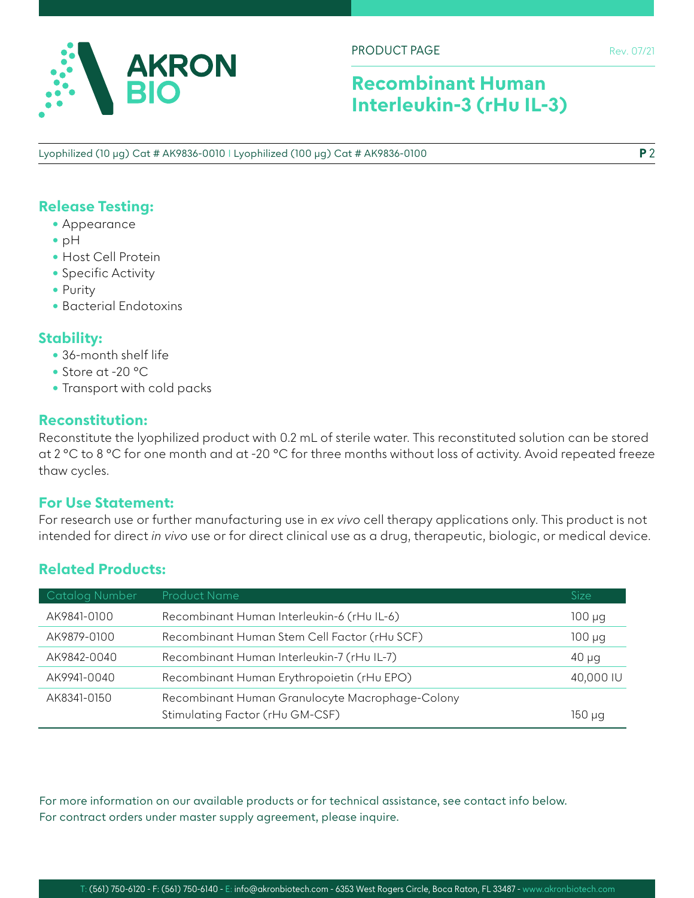## Release Testing:

- Appearance
- pH
- Host Cell Protein
- Specific Activity
- Purity
- Bacterial Endotoxins

## Stability:

- 36-month shelf life
- Store at -20 °C
- Transport with cold packs

## Reconstitution:

Reconstitute the lyophilized product with 0.2 mL of sterile water. This reconstituted solution can be stored at 2 °C to 8 °C for one month and at -20 °C for three months without loss of activity. Avoid repeated freeze thaw cycles.

## For Use Statement:

For research use or further manufacturing use in *ex vivo* cell therapy applications only. This product is not intended for direct *in vivo* use or for direct clinical use as a drug, therapeutic, biologic, or medical device.

## Related Products:

| Catalog Number | Product Name | Size |
|---|---|---|
| AK9841-0100 | Recombinant Human Interleukin-6 (rHu IL-6) | 100 µg |
| AK9879-0100 | Recombinant Human Stem Cell Factor (rHu SCF) | 100 µg |
| AK9842-0040 | Recombinant Human Interleukin-7 (rHu IL-7) | 40 µg |
| AK9941-0040 | Recombinant Human Erythropoietin (rHu EPO) | 40,000 IU |
| AK8341-0150 | Recombinant Human Granulocyte Macrophage-Colony Stimulating Factor (rHu GM-CSF) | 150 µg |

For more information on our available products or for technical assistance, see contact info below.
For contract orders under master supply agreement, please inquire.

T: (561) 750-6120 - F: (561) 750-6140 - E: info@akronbiotech.com - 6353 West Rogers Circle, Boca Raton, FL 33487 - www.akronbiotech.com